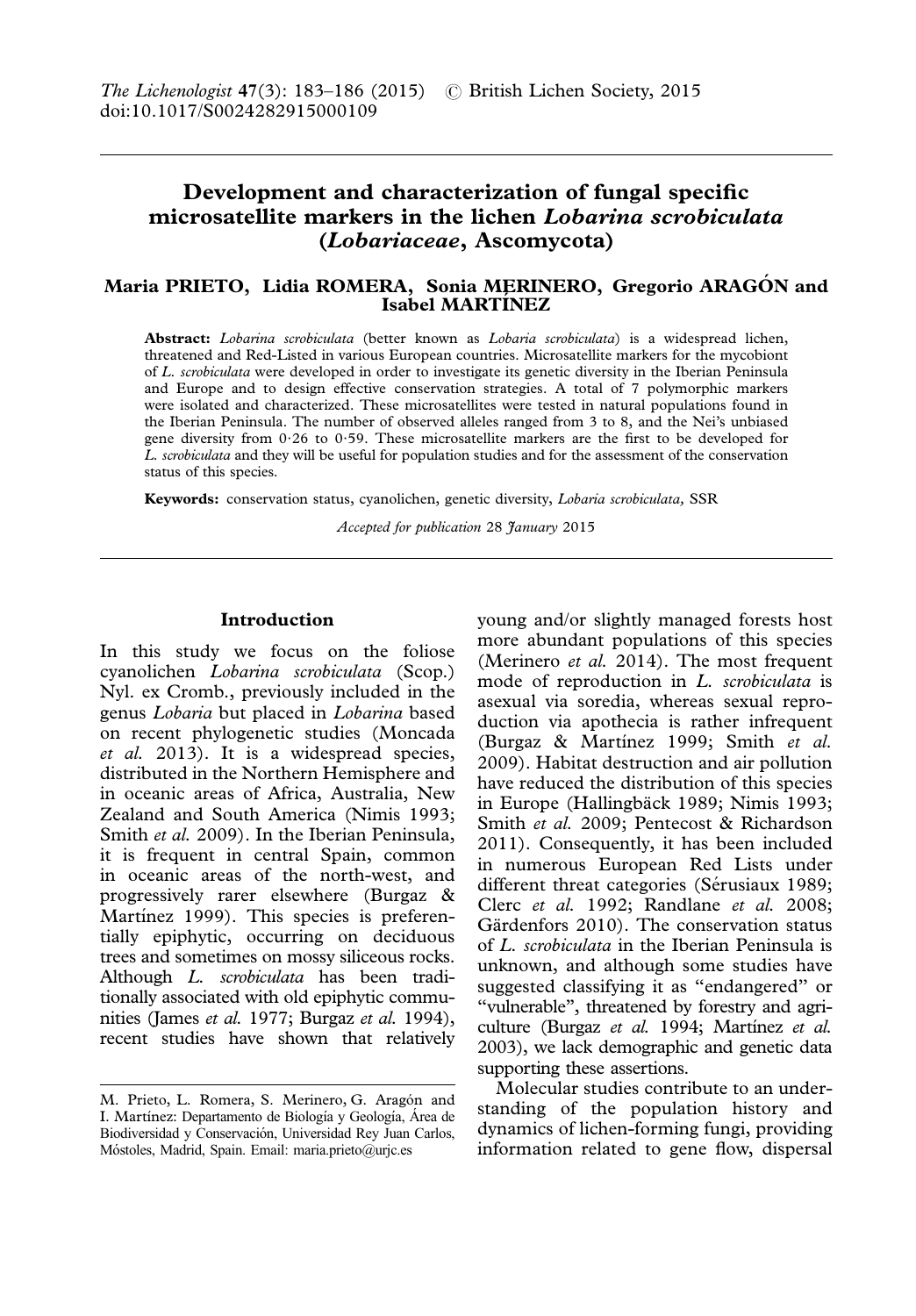The Lichenologist 47(3): 183–186 (2015) © British Lichen Society, 2015
doi:10.1017/S0024282915000109

# Development and characterization of fungal specific microsatellite markers in the lichen *Lobarina scrobiculata* (*Lobariaceae*, Ascomycota)

**Maria PRIETO, Lidia ROMERA, Sonia MERINERO, Gregorio ARAGÓN and Isabel MARTÍNEZ**

**Abstract:** *Lobarina scrobiculata* (better known as *Lobaria scrobiculata*) is a widespread lichen, threatened and Red-Listed in various European countries. Microsatellite markers for the mycobiont of *L. scrobiculata* were developed in order to investigate its genetic diversity in the Iberian Peninsula and Europe and to design effective conservation strategies. A total of 7 polymorphic markers were isolated and characterized. These microsatellites were tested in natural populations found in the Iberian Peninsula. The number of observed alleles ranged from 3 to 8, and the Nei's unbiased gene diversity from 0·26 to 0·59. These microsatellite markers are the first to be developed for *L. scrobiculata* and they will be useful for population studies and for the assessment of the conservation status of this species.

**Keywords:** conservation status, cyanolichen, genetic diversity, *Lobaria scrobiculata*, SSR

*Accepted for publication 28 January 2015*

## Introduction

In this study we focus on the foliose cyanolichen *Lobarina scrobiculata* (Scop.) Nyl. ex Cromb., previously included in the genus *Lobaria* but placed in *Lobarina* based on recent phylogenetic studies (Moncada *et al.* 2013). It is a widespread species, distributed in the Northern Hemisphere and in oceanic areas of Africa, Australia, New Zealand and South America (Nimis 1993; Smith *et al.* 2009). In the Iberian Peninsula, it is frequent in central Spain, common in oceanic areas of the north-west, and progressively rarer elsewhere (Burgaz & Martínez 1999). This species is preferentially epiphytic, occurring on deciduous trees and sometimes on mossy siliceous rocks. Although *L. scrobiculata* has been traditionally associated with old epiphytic communities (James *et al.* 1977; Burgaz *et al.* 1994), recent studies have shown that relatively young and/or slightly managed forests host more abundant populations of this species (Merinero *et al.* 2014). The most frequent mode of reproduction in *L. scrobiculata* is asexual via soredia, whereas sexual reproduction via apothecia is rather infrequent (Burgaz & Martínez 1999; Smith *et al.* 2009). Habitat destruction and air pollution have reduced the distribution of this species in Europe (Hallingbäck 1989; Nimis 1993; Smith *et al.* 2009; Pentecost & Richardson 2011). Consequently, it has been included in numerous European Red Lists under different threat categories (Sérusiaux 1989; Clerc *et al.* 1992; Randlane *et al.* 2008; Gärdenfors 2010). The conservation status of *L. scrobiculata* in the Iberian Peninsula is unknown, and although some studies have suggested classifying it as "endangered" or "vulnerable", threatened by forestry and agriculture (Burgaz *et al.* 1994; Martínez *et al.* 2003), we lack demographic and genetic data supporting these assertions.

Molecular studies contribute to an understanding of the population history and dynamics of lichen-forming fungi, providing information related to gene flow, dispersal

M. Prieto, L. Romera, S. Merinero, G. Aragón and I. Martínez: Departamento de Biología y Geología, Área de Biodiversidad y Conservación, Universidad Rey Juan Carlos, Móstoles, Madrid, Spain. Email: maria.prieto@urjc.es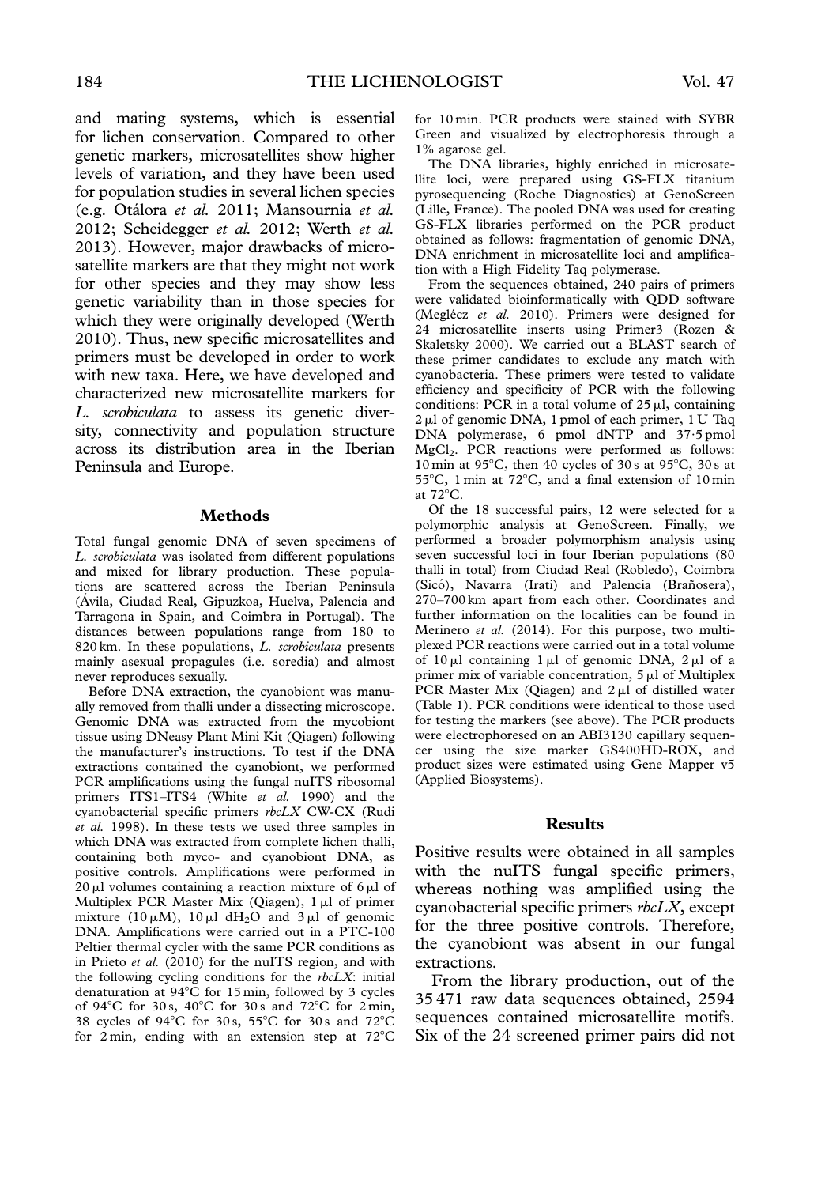and mating systems, which is essential for lichen conservation. Compared to other genetic markers, microsatellites show higher levels of variation, and they have been used for population studies in several lichen species (e.g. Otálora *et al.* 2011; Mansournia *et al.* 2012; Scheidegger *et al.* 2012; Werth *et al.* 2013). However, major drawbacks of microsatellite markers are that they might not work for other species and they may show less genetic variability than in those species for which they were originally developed (Werth 2010). Thus, new specific microsatellites and primers must be developed in order to work with new taxa. Here, we have developed and characterized new microsatellite markers for *L. scrobiculata* to assess its genetic diversity, connectivity and population structure across its distribution area in the Iberian Peninsula and Europe.

## Methods

Total fungal genomic DNA of seven specimens of *L. scrobiculata* was isolated from different populations and mixed for library production. These populations are scattered across the Iberian Peninsula (Ávila, Ciudad Real, Gipuzkoa, Huelva, Palencia and Tarragona in Spain, and Coimbra in Portugal). The distances between populations range from 180 to 820 km. In these populations, *L. scrobiculata* presents mainly asexual propagules (i.e. soredia) and almost never reproduces sexually.

Before DNA extraction, the cyanobiont was manually removed from thalli under a dissecting microscope. Genomic DNA was extracted from the mycobiont tissue using DNeasy Plant Mini Kit (Qiagen) following the manufacturer's instructions. To test if the DNA extractions contained the cyanobiont, we performed PCR amplifications using the fungal nuITS ribosomal primers ITS1–ITS4 (White *et al.* 1990) and the cyanobacterial specific primers *rbcLX* CW-CX (Rudi *et al.* 1998). In these tests we used three samples in which DNA was extracted from complete lichen thalli, containing both myco- and cyanobiont DNA, as positive controls. Amplifications were performed in 20 μl volumes containing a reaction mixture of 6 μl of Multiplex PCR Master Mix (Qiagen), 1 μl of primer mixture (10 μM), 10 μl $dH_2O$ and 3 μl of genomic DNA. Amplifications were carried out in a PTC-100 Peltier thermal cycler with the same PCR conditions as in Prieto *et al.* (2010) for the nuITS region, and with the following cycling conditions for the *rbcLX*: initial denaturation at 94°C for 15 min, followed by 3 cycles of 94°C for 30 s, 40°C for 30 s and 72°C for 2 min, 38 cycles of 94°C for 30 s, 55°C for 30 s and 72°C for 2 min, ending with an extension step at 72°C for 10 min. PCR products were stained with SYBR Green and visualized by electrophoresis through a 1% agarose gel.

The DNA libraries, highly enriched in microsatellite loci, were prepared using GS-FLX titanium pyrosequencing (Roche Diagnostics) at GenoScreen (Lille, France). The pooled DNA was used for creating GS-FLX libraries performed on the PCR product obtained as follows: fragmentation of genomic DNA, DNA enrichment in microsatellite loci and amplification with a High Fidelity Taq polymerase.

From the sequences obtained, 240 pairs of primers were validated bioinformatically with QDD software (Meglécz *et al.* 2010). Primers were designed for 24 microsatellite inserts using Primer3 (Rozen & Skaletsky 2000). We carried out a BLAST search of these primer candidates to exclude any match with cyanobacteria. These primers were tested to validate efficiency and specificity of PCR with the following conditions: PCR in a total volume of 25 μl, containing 2 μl of genomic DNA, 1 pmol of each primer, 1 U Taq DNA polymerase, 6 pmol dNTP and 37·5 pmol $MgCl_2$. PCR reactions were performed as follows: 10 min at 95°C, then 40 cycles of 30 s at 95°C, 30 s at 55°C, 1 min at 72°C, and a final extension of 10 min at 72°C.

Of the 18 successful pairs, 12 were selected for a polymorphic analysis at GenoScreen. Finally, we performed a broader polymorphism analysis using seven successful loci in four Iberian populations (80 thalli in total) from Ciudad Real (Robledo), Coimbra (Sicó), Navarra (Irati) and Palencia (Brañosera), 270–700 km apart from each other. Coordinates and further information on the localities can be found in Merinero *et al.* (2014). For this purpose, two multiplexed PCR reactions were carried out in a total volume of 10 μl containing 1 μl of genomic DNA, 2 μl of a primer mix of variable concentration, 5 μl of Multiplex PCR Master Mix (Qiagen) and 2 μl of distilled water (Table 1). PCR conditions were identical to those used for testing the markers (see above). The PCR products were electrophoresed on an ABI3130 capillary sequencer using the size marker GS400HD-ROX, and product sizes were estimated using Gene Mapper v5 (Applied Biosystems).

## Results

Positive results were obtained in all samples with the nuITS fungal specific primers, whereas nothing was amplified using the cyanobacterial specific primers *rbcLX*, except for the three positive controls. Therefore, the cyanobiont was absent in our fungal extractions.

From the library production, out of the 35 471 raw data sequences obtained, 2594 sequences contained microsatellite motifs. Six of the 24 screened primer pairs did not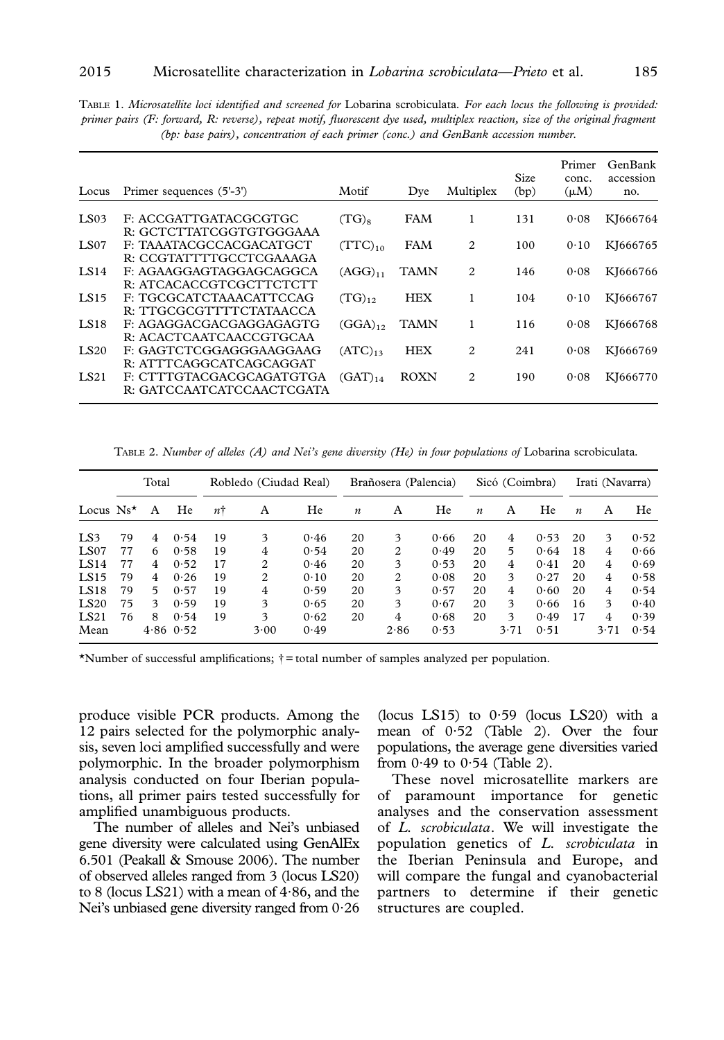TABLE 1. *Microsatellite loci identified and screened for* Lobarina scrobiculata. *For each locus the following is provided: primer pairs (F: forward, R: reverse), repeat motif, fluorescent dye used, multiplex reaction, size of the original fragment (bp: base pairs), concentration of each primer (conc.) and GenBank accession number.*

| Locus | Primer sequences (5'-3') | Motif | Dye | Multiplex | Size (bp) | Primer conc. (μM) | GenBank accession no. |
|---|---|---|---|---|---|---|---|
| LS03 | F: ACCGATTGATACGCGTGC<br>R: GCTCTTATCGGTGTGGGAAA | $(TG)_8$ | FAM | 1 | 131 | 0·08 | KJ666764 |
| LS07 | F: TAAATACGCCACGACATGCT<br>R: CCGTATTTTGCCTCGAAAGA | $(TTC)_{10}$ | FAM | 2 | 100 | 0·10 | KJ666765 |
| LS14 | F: AGAAGGAGTAGGAGCAGGCA<br>R: ATCACACCGTCGCTTCTCTT | $(AGG)_{11}$ | TAMN | 2 | 146 | 0·08 | KJ666766 |
| LS15 | F: TGCGCATCTAAACATTCCAG<br>R: TTGCGCGTTTTCTATAACCA | $(TG)_{12}$ | HEX | 1 | 104 | 0·10 | KJ666767 |
| LS18 | F: AGAGGACGACGAGGAGAGTG<br>R: ACACTCAATCAACCGTGCAA | $(GGA)_{12}$ | TAMN | 1 | 116 | 0·08 | KJ666768 |
| LS20 | F: GAGTCTCGGAGGGAAGGAAG<br>R: ATTTCAGGCATCAGCAGGAT | $(ATC)_{13}$ | HEX | 2 | 241 | 0·08 | KJ666769 |
| LS21 | F: CTTTGTACGACGCAGATGTGA<br>R: GATCCAATCATCCAACTCGATA | $(GAT)_{14}$ | ROXN | 2 | 190 | 0·08 | KJ666770 |

TABLE 2. *Number of alleles (A) and Nei's gene diversity (He) in four populations of* Lobarina scrobiculata.

| | Total | | | Robledo (Ciudad Real) | | | Brañosera (Palencia) | | | Sicó (Coimbra) | | | Irati (Navarra) | | |
|---|---|---|---|---|---|---|---|---|---|---|---|---|---|---|---|
| Locus | Ns* | A | He | *n*† | A | He | *n* | A | He | *n* | A | He | *n* | A | He |
| LS3 | 79 | 4 | 0·54 | 19 | 3 | 0·46 | 20 | 3 | 0·66 | 20 | 4 | 0·53 | 20 | 3 | 0·52 |
| LS07 | 77 | 6 | 0·58 | 19 | 4 | 0·54 | 20 | 2 | 0·49 | 20 | 5 | 0·64 | 18 | 4 | 0·66 |
| LS14 | 77 | 4 | 0·52 | 17 | 2 | 0·46 | 20 | 3 | 0·53 | 20 | 4 | 0·41 | 20 | 4 | 0·69 |
| LS15 | 79 | 4 | 0·26 | 19 | 2 | 0·10 | 20 | 2 | 0·08 | 20 | 3 | 0·27 | 20 | 4 | 0·58 |
| LS18 | 79 | 5 | 0·57 | 19 | 4 | 0·59 | 20 | 3 | 0·57 | 20 | 4 | 0·60 | 20 | 4 | 0·54 |
| LS20 | 75 | 3 | 0·59 | 19 | 3 | 0·65 | 20 | 3 | 0·67 | 20 | 3 | 0·66 | 16 | 3 | 0·40 |
| LS21 | 76 | 8 | 0·54 | 19 | 3 | 0·62 | 20 | 4 | 0·68 | 20 | 3 | 0·49 | 17 | 4 | 0·39 |
| Mean | | 4·86 | 0·52 | | 3·00 | 0·49 | | 2·86 | 0·53 | | 3·71 | 0·51 | | 3·71 | 0·54 |

*Number of successful amplifications; † = total number of samples analyzed per population.

produce visible PCR products. Among the 12 pairs selected for the polymorphic analysis, seven loci amplified successfully and were polymorphic. In the broader polymorphism analysis conducted on four Iberian populations, all primer pairs tested successfully for amplified unambiguous products.

The number of alleles and Nei's unbiased gene diversity were calculated using GenAlEx 6.501 (Peakall & Smouse 2006). The number of observed alleles ranged from 3 (locus LS20) to 8 (locus LS21) with a mean of 4·86, and the Nei's unbiased gene diversity ranged from 0·26 (locus LS15) to 0·59 (locus LS20) with a mean of 0·52 (Table 2). Over the four populations, the average gene diversities varied from 0·49 to 0·54 (Table 2).

These novel microsatellite markers are of paramount importance for genetic analyses and the conservation assessment of *L. scrobiculata*. We will investigate the population genetics of *L. scrobiculata* in the Iberian Peninsula and Europe, and will compare the fungal and cyanobacterial partners to determine if their genetic structures are coupled.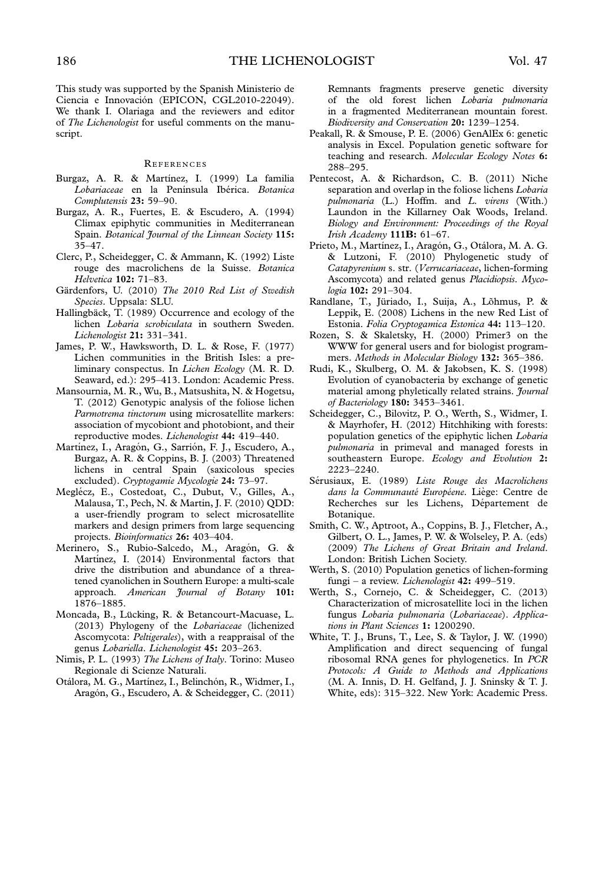This study was supported by the Spanish Ministerio de Ciencia e Innovación (EPICON, CGL2010-22049). We thank I. Olariaga and the reviewers and editor of *The Lichenologist* for useful comments on the manuscript.

## References

Burgaz, A. R. & Martínez, I. (1999) La familia *Lobariaceae* en la Península Ibérica. *Botanica Complutensis* **23:** 59–90.

Burgaz, A. R., Fuertes, E. & Escudero, A. (1994) Climax epiphytic communities in Mediterranean Spain. *Botanical Journal of the Linnean Society* **115:** 35–47.

Clerc, P., Scheidegger, C. & Ammann, K. (1992) Liste rouge des macrolichens de la Suisse. *Botanica Helvetica* **102:** 71–83.

Gärdenfors, U. (2010) *The 2010 Red List of Swedish Species*. Uppsala: SLU.

Hallingbäck, T. (1989) Occurrence and ecology of the lichen *Lobaria scrobiculata* in southern Sweden. *Lichenologist* **21:** 331–341.

James, P. W., Hawksworth, D. L. & Rose, F. (1977) Lichen communities in the British Isles: a preliminary conspectus. In *Lichen Ecology* (M. R. D. Seaward, ed.): 295–413. London: Academic Press.

Mansournia, M. R., Wu, B., Matsushita, N. & Hogetsu, T. (2012) Genotypic analysis of the foliose lichen *Parmotrema tinctorum* using microsatellite markers: association of mycobiont and photobiont, and their reproductive modes. *Lichenologist* **44:** 419–440.

Martínez, I., Aragón, G., Sarrión, F. J., Escudero, A., Burgaz, A. R. & Coppins, B. J. (2003) Threatened lichens in central Spain (saxicolous species excluded). *Cryptogamie Mycologie* **24:** 73–97.

Meglécz, E., Costedoat, C., Dubut, V., Gilles, A., Malausa, T., Pech, N. & Martin, J. F. (2010) QDD: a user-friendly program to select microsatellite markers and design primers from large sequencing projects. *Bioinformatics* **26:** 403–404.

Merinero, S., Rubio-Salcedo, M., Aragón, G. & Martínez, I. (2014) Environmental factors that drive the distribution and abundance of a threatened cyanolichen in Southern Europe: a multi-scale approach. *American Journal of Botany* **101:** 1876–1885.

Moncada, B., Lücking, R. & Betancourt-Macuase, L. (2013) Phylogeny of the *Lobariaceae* (lichenized Ascomycota: *Peltigerales*), with a reappraisal of the genus *Lobariella*. *Lichenologist* **45:** 203–263.

Nimis, P. L. (1993) *The Lichens of Italy*. Torino: Museo Regionale di Scienze Naturali.

Otálora, M. G., Martínez, I., Belinchón, R., Widmer, I., Aragón, G., Escudero, A. & Scheidegger, C. (2011) Remnants fragments preserve genetic diversity of the old forest lichen *Lobaria pulmonaria* in a fragmented Mediterranean mountain forest. *Biodiversity and Conservation* **20:** 1239–1254.

Peakall, R. & Smouse, P. E. (2006) GenAlEx 6: genetic analysis in Excel. Population genetic software for teaching and research. *Molecular Ecology Notes* **6:** 288–295.

Pentecost, A. & Richardson, C. B. (2011) Niche separation and overlap in the foliose lichens *Lobaria pulmonaria* (L.) Hoffm. and *L. virens* (With.) Laundon in the Killarney Oak Woods, Ireland. *Biology and Environment: Proceedings of the Royal Irish Academy* **111B:** 61–67.

Prieto, M., Martínez, I., Aragón, G., Otálora, M. A. G. & Lutzoni, F. (2010) Phylogenetic study of *Catapyrenium* s. str. (*Verrucariaceae*, lichen-forming Ascomycota) and related genus *Placidiopsis*. *Mycologia* **102:** 291–304.

Randlane, T., Jüriado, I., Suija, A., Lõhmus, P. & Leppik, E. (2008) Lichens in the new Red List of Estonia. *Folia Cryptogamica Estonica* **44:** 113–120.

Rozen, S. & Skaletsky, H. (2000) Primer3 on the WWW for general users and for biologist programmers. *Methods in Molecular Biology* **132:** 365–386.

Rudi, K., Skulberg, O. M. & Jakobsen, K. S. (1998) Evolution of cyanobacteria by exchange of genetic material among phyletically related strains. *Journal of Bacteriology* **180:** 3453–3461.

Scheidegger, C., Bilovitz, P. O., Werth, S., Widmer, I. & Mayrhofer, H. (2012) Hitchhiking with forests: population genetics of the epiphytic lichen *Lobaria pulmonaria* in primeval and managed forests in southeastern Europe. *Ecology and Evolution* **2:** 2223–2240.

Sérusiaux, E. (1989) *Liste Rouge des Macrolichens dans la Communauté Européene*. Liège: Centre de Recherches sur les Lichens, Département de Botanique.

Smith, C. W., Aptroot, A., Coppins, B. J., Fletcher, A., Gilbert, O. L., James, P. W. & Wolseley, P. A. (eds) (2009) *The Lichens of Great Britain and Ireland*. London: British Lichen Society.

Werth, S. (2010) Population genetics of lichen-forming fungi – a review. *Lichenologist* **42:** 499–519.

Werth, S., Cornejo, C. & Scheidegger, C. (2013) Characterization of microsatellite loci in the lichen fungus *Lobaria pulmonaria* (*Lobariaceae*). *Applications in Plant Sciences* **1:** 1200290.

White, T. J., Bruns, T., Lee, S. & Taylor, J. W. (1990) Amplification and direct sequencing of fungal ribosomal RNA genes for phylogenetics. In *PCR Protocols: A Guide to Methods and Applications* (M. A. Innis, D. H. Gelfand, J. J. Sninsky & T. J. White, eds): 315–322. New York: Academic Press.